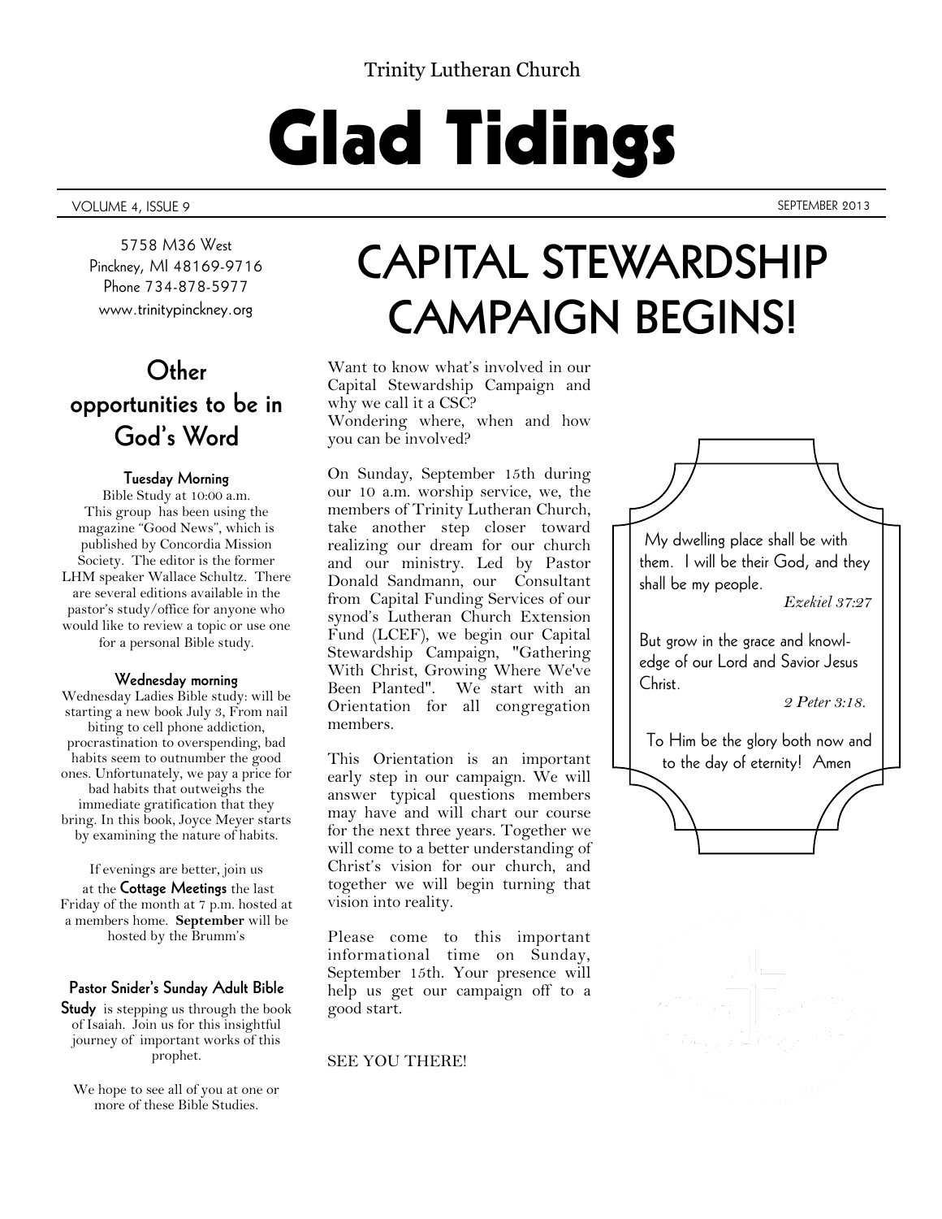Trinity Lutheran Church

# Glad Tidings

VOLUME 4, ISSUE 9 — SEPTEMBER 2013

5758 M36 West
Pinckney, MI 48169-9716
Phone 734-878-5977
www.trinitypinckney.org

## Other opportunities to be in God's Word

### Tuesday Morning

Bible Study at 10:00 a.m. This group has been using the magazine "Good News", which is published by Concordia Mission Society. The editor is the former LHM speaker Wallace Schultz. There are several editions available in the pastor's study/office for anyone who would like to review a topic or use one for a personal Bible study.

### Wednesday morning

Wednesday Ladies Bible study: will be starting a new book July 3, From nail biting to cell phone addiction, procrastination to overspending, bad habits seem to outnumber the good ones. Unfortunately, we pay a price for bad habits that outweighs the immediate gratification that they bring. In this book, Joyce Meyer starts by examining the nature of habits.

If evenings are better, join us at the **Cottage Meetings** the last Friday of the month at 7 p.m. hosted at a members home. **September** will be hosted by the Brumm's

**Pastor Snider's Sunday Adult Bible Study** is stepping us through the book of Isaiah. Join us for this insightful journey of important works of this prophet.

We hope to see all of you at one or more of these Bible Studies.

# CAPITAL STEWARDSHIP CAMPAIGN BEGINS!

Want to know what's involved in our Capital Stewardship Campaign and why we call it a CSC?
Wondering where, when and how you can be involved?

On Sunday, September 15th during our 10 a.m. worship service, we, the members of Trinity Lutheran Church, take another step closer toward realizing our dream for our church and our ministry. Led by Pastor Donald Sandmann, our Consultant from Capital Funding Services of our synod's Lutheran Church Extension Fund (LCEF), we begin our Capital Stewardship Campaign, "Gathering With Christ, Growing Where We've Been Planted". We start with an Orientation for all congregation members.

This Orientation is an important early step in our campaign. We will answer typical questions members may have and will chart our course for the next three years. Together we will come to a better understanding of Christ's vision for our church, and together we will begin turning that vision into reality.

Please come to this important informational time on Sunday, September 15th. Your presence will help us get our campaign off to a good start.

SEE YOU THERE!

My dwelling place shall be with them. I will be their God, and they shall be my people.
*Ezekiel 37:27*

But grow in the grace and knowledge of our Lord and Savior Jesus Christ.
*2 Peter 3:18.*

To Him be the glory both now and to the day of eternity! Amen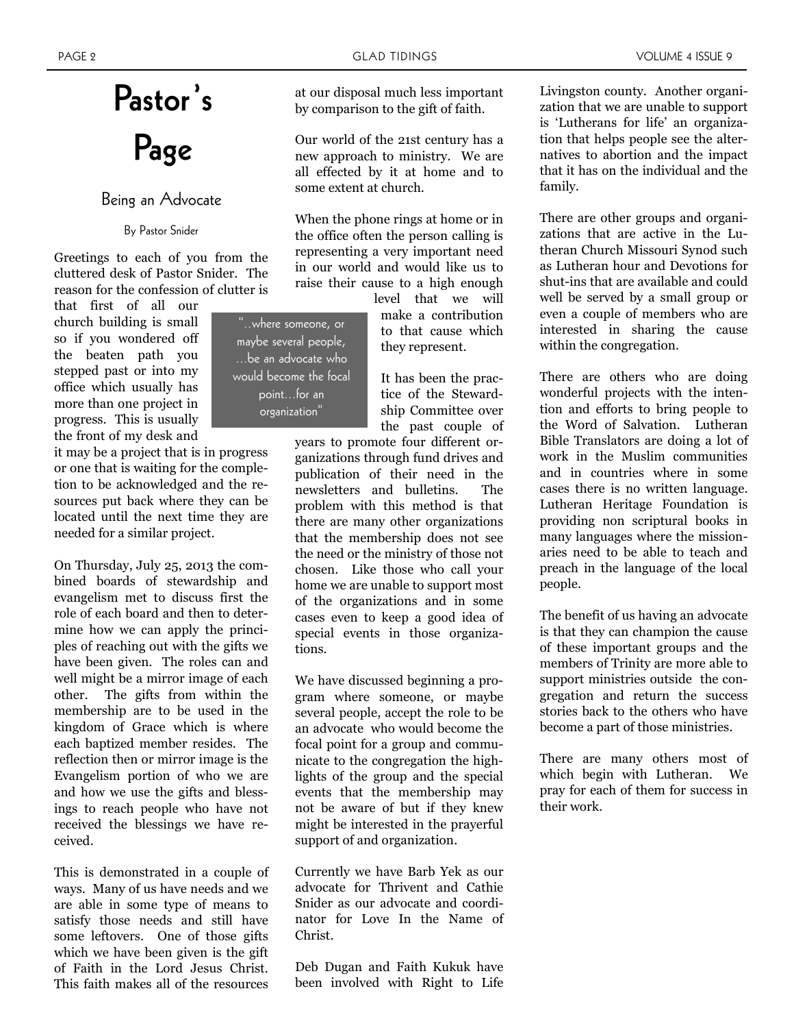# Pastor's Page

## Being an Advocate

By Pastor Snider

Greetings to each of you from the cluttered desk of Pastor Snider. The reason for the confession of clutter is that first of all our church building is small so if you wondered off the beaten path you stepped past or into my office which usually has more than one project in progress. This is usually the front of my desk and it may be a project that is in progress or one that is waiting for the completion to be acknowledged and the resources put back where they can be located until the next time they are needed for a similar project.

> "..where someone, or maybe several people, …be an advocate who would become the focal point…for an organization"

On Thursday, July 25, 2013 the combined boards of stewardship and evangelism met to discuss first the role of each board and then to determine how we can apply the principles of reaching out with the gifts we have been given. The roles can and well might be a mirror image of each other. The gifts from within the membership are to be used in the kingdom of Grace which is where each baptized member resides. The reflection then or mirror image is the Evangelism portion of who we are and how we use the gifts and blessings to reach people who have not received the blessings we have received.

This is demonstrated in a couple of ways. Many of us have needs and we are able in some type of means to satisfy those needs and still have some leftovers. One of those gifts which we have been given is the gift of Faith in the Lord Jesus Christ. This faith makes all of the resources at our disposal much less important by comparison to the gift of faith.

Our world of the 21st century has a new approach to ministry. We are all effected by it at home and to some extent at church.

When the phone rings at home or in the office often the person calling is representing a very important need in our world and would like us to raise their cause to a high enough level that we will make a contribution to that cause which they represent.

It has been the practice of the Stewardship Committee over the past couple of years to promote four different organizations through fund drives and publication of their need in the newsletters and bulletins. The problem with this method is that there are many other organizations that the membership does not see the need or the ministry of those not chosen. Like those who call your home we are unable to support most of the organizations and in some cases even to keep a good idea of special events in those organizations.

We have discussed beginning a program where someone, or maybe several people, accept the role to be an advocate who would become the focal point for a group and communicate to the congregation the highlights of the group and the special events that the membership may not be aware of but if they knew might be interested in the prayerful support of and organization.

Currently we have Barb Yek as our advocate for Thrivent and Cathie Snider as our advocate and coordinator for Love In the Name of Christ.

Deb Dugan and Faith Kukuk have been involved with Right to Life Livingston county. Another organization that we are unable to support is 'Lutherans for life' an organization that helps people see the alternatives to abortion and the impact that it has on the individual and the family.

There are other groups and organizations that are active in the Lutheran Church Missouri Synod such as Lutheran hour and Devotions for shut-ins that are available and could well be served by a small group or even a couple of members who are interested in sharing the cause within the congregation.

There are others who are doing wonderful projects with the intention and efforts to bring people to the Word of Salvation. Lutheran Bible Translators are doing a lot of work in the Muslim communities and in countries where in some cases there is no written language. Lutheran Heritage Foundation is providing non scriptural books in many languages where the missionaries need to be able to teach and preach in the language of the local people.

The benefit of us having an advocate is that they can champion the cause of these important groups and the members of Trinity are more able to support ministries outside the congregation and return the success stories back to the others who have become a part of those ministries.

There are many others most of which begin with Lutheran. We pray for each of them for success in their work.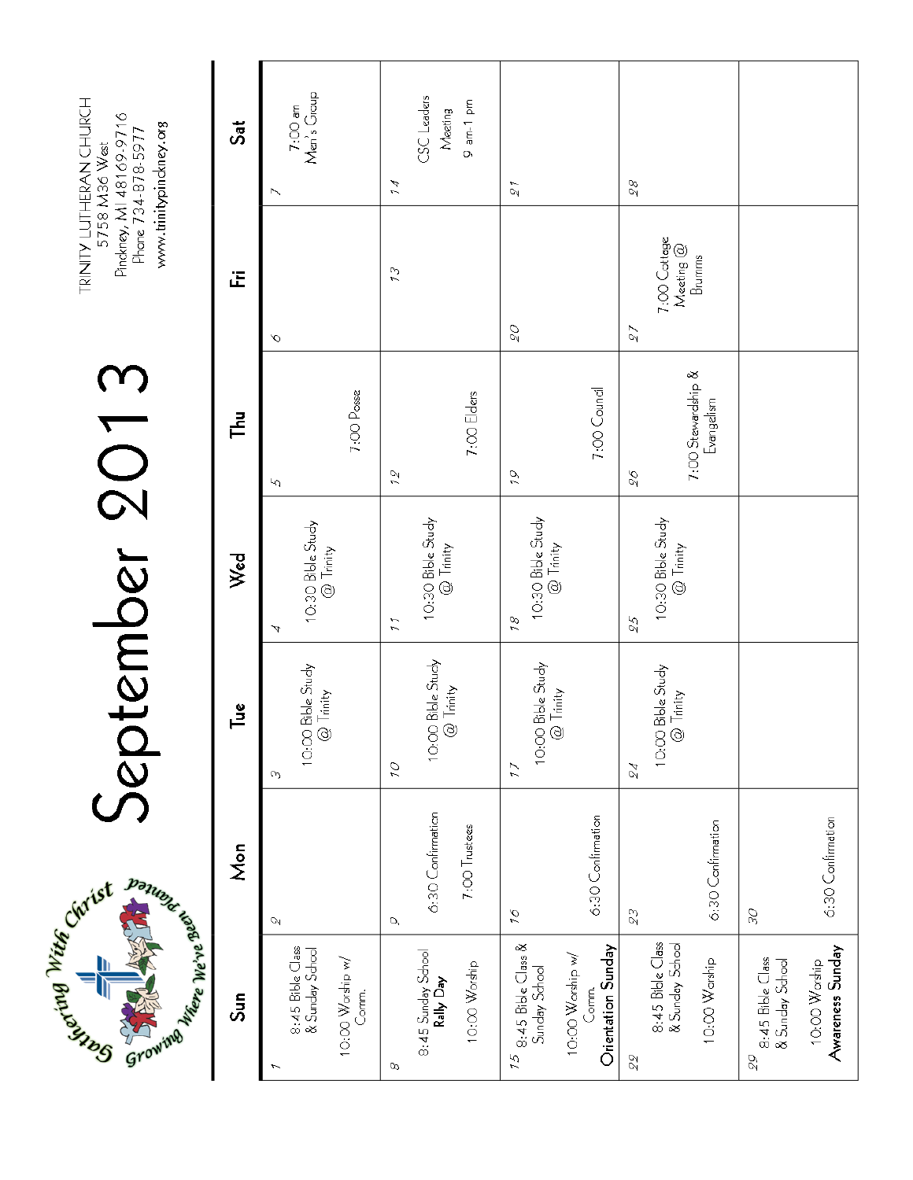Gathering With Christ — Growing Where We've Been Planted

# September 2013

TRINITY LUTHERAN CHURCH
5758 M36 West
Pinckney, MI 48169-9716
Phone 734-878-5977
www.trinitypinckney.org

| Sun | Mon | Tue | Wed | Thu | Fri | Sat |
|---|---|---|---|---|---|---|
| 1<br>8:45 Bible Class & Sunday School<br>10:00 Worship w/ Comm. | 2 | 3<br>10:00 Bible Study @ Trinity | 4<br>10:30 Bible Study @ Trinity | 5<br>7:00 Posse | 6 | 7<br>7:00 am Men's Group |
| 8<br>8:45 Sunday School<br>**Rally Day**<br>10:00 Worship | 9<br>6:30 Confirmation<br>7:00 Trustees | 10<br>10:00 Bible Study @ Trinity | 11<br>10:30 Bible Study @ Trinity | 12<br>7:00 Elders | 13 | 14<br>CSC Leaders Meeting<br>9 am-1 pm |
| 15<br>8:45 Bible Class & Sunday School<br>10:00 Worship w/ Comm.<br>**Orientation Sunday** | 16<br>6:30 Confirmation | 17<br>10:00 Bible Study @ Trinity | 18<br>10:30 Bible Study @ Trinity | 19<br>7:00 Council | 20 | 21 |
| 22<br>8:45 Bible Class & Sunday School<br>10:00 Worship | 23<br>6:30 Confirmation | 24<br>10:00 Bible Study @ Trinity | 25<br>10:30 Bible Study @ Trinity | 26<br>7:00 Stewardship & Evangelism | 27<br>7:00 Cottage Meeting @ Brumms | 28 |
| 29<br>8:45 Bible Class & Sunday School<br>10:00 Worship<br>**Awareness Sunday** | 30<br>6:30 Confirmation | | | | | |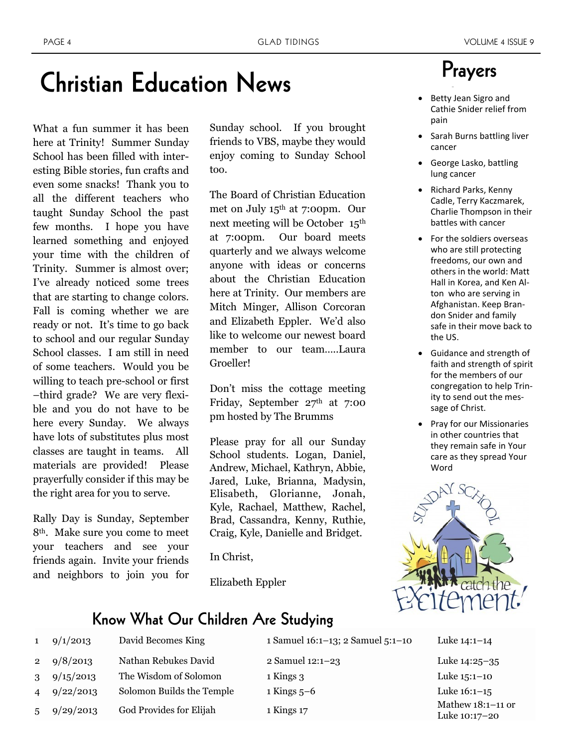# Christian Education News

What a fun summer it has been here at Trinity! Summer Sunday School has been filled with interesting Bible stories, fun crafts and even some snacks! Thank you to all the different teachers who taught Sunday School the past few months. I hope you have learned something and enjoyed your time with the children of Trinity. Summer is almost over; I've already noticed some trees that are starting to change colors. Fall is coming whether we are ready or not. It's time to go back to school and our regular Sunday School classes. I am still in need of some teachers. Would you be willing to teach pre-school or first –third grade? We are very flexible and you do not have to be here every Sunday. We always have lots of substitutes plus most classes are taught in teams. All materials are provided! Please prayerfully consider if this may be the right area for you to serve.

Rally Day is Sunday, September 8th. Make sure you come to meet your teachers and see your friends again. Invite your friends and neighbors to join you for Sunday school. If you brought friends to VBS, maybe they would enjoy coming to Sunday School too.

The Board of Christian Education met on July 15th at 7:00pm. Our next meeting will be October 15th at 7:00pm. Our board meets quarterly and we always welcome anyone with ideas or concerns about the Christian Education here at Trinity. Our members are Mitch Minger, Allison Corcoran and Elizabeth Eppler. We'd also like to welcome our newest board member to our team…..Laura Groeller!

Don't miss the cottage meeting Friday, September 27th at 7:00 pm hosted by The Brumms

Please pray for all our Sunday School students. Logan, Daniel, Andrew, Michael, Kathryn, Abbie, Jared, Luke, Brianna, Madysin, Elisabeth, Glorianne, Jonah, Kyle, Rachael, Matthew, Rachel, Brad, Cassandra, Kenny, Ruthie, Craig, Kyle, Danielle and Bridget.

In Christ,

Elizabeth Eppler

## Prayers

- Betty Jean Sigro and Cathie Snider relief from pain
- Sarah Burns battling liver cancer
- George Lasko, battling lung cancer
- Richard Parks, Kenny Cadle, Terry Kaczmarek, Charlie Thompson in their battles with cancer
- For the soldiers overseas who are still protecting freedoms, our own and others in the world: Matt Hall in Korea, and Ken Alton who are serving in Afghanistan. Keep Brandon Snider and family safe in their move back to the US.
- Guidance and strength of faith and strength of spirit for the members of our congregation to help Trinity to send out the message of Christ.
- Pray for our Missionaries in other countries that they remain safe in Your care as they spread Your Word

## Know What Our Children Are Studying

| | Date | Lesson | Old Testament | Gospel |
|---|---|---|---|---|
| 1 | 9/1/2013 | David Becomes King | 1 Samuel 16:1–13; 2 Samuel 5:1–10 | Luke 14:1–14 |
| 2 | 9/8/2013 | Nathan Rebukes David | 2 Samuel 12:1–23 | Luke 14:25–35 |
| 3 | 9/15/2013 | The Wisdom of Solomon | 1 Kings 3 | Luke 15:1–10 |
| 4 | 9/22/2013 | Solomon Builds the Temple | 1 Kings 5–6 | Luke 16:1–15 |
| 5 | 9/29/2013 | God Provides for Elijah | 1 Kings 17 | Mathew 18:1–11 or Luke 10:17–20 |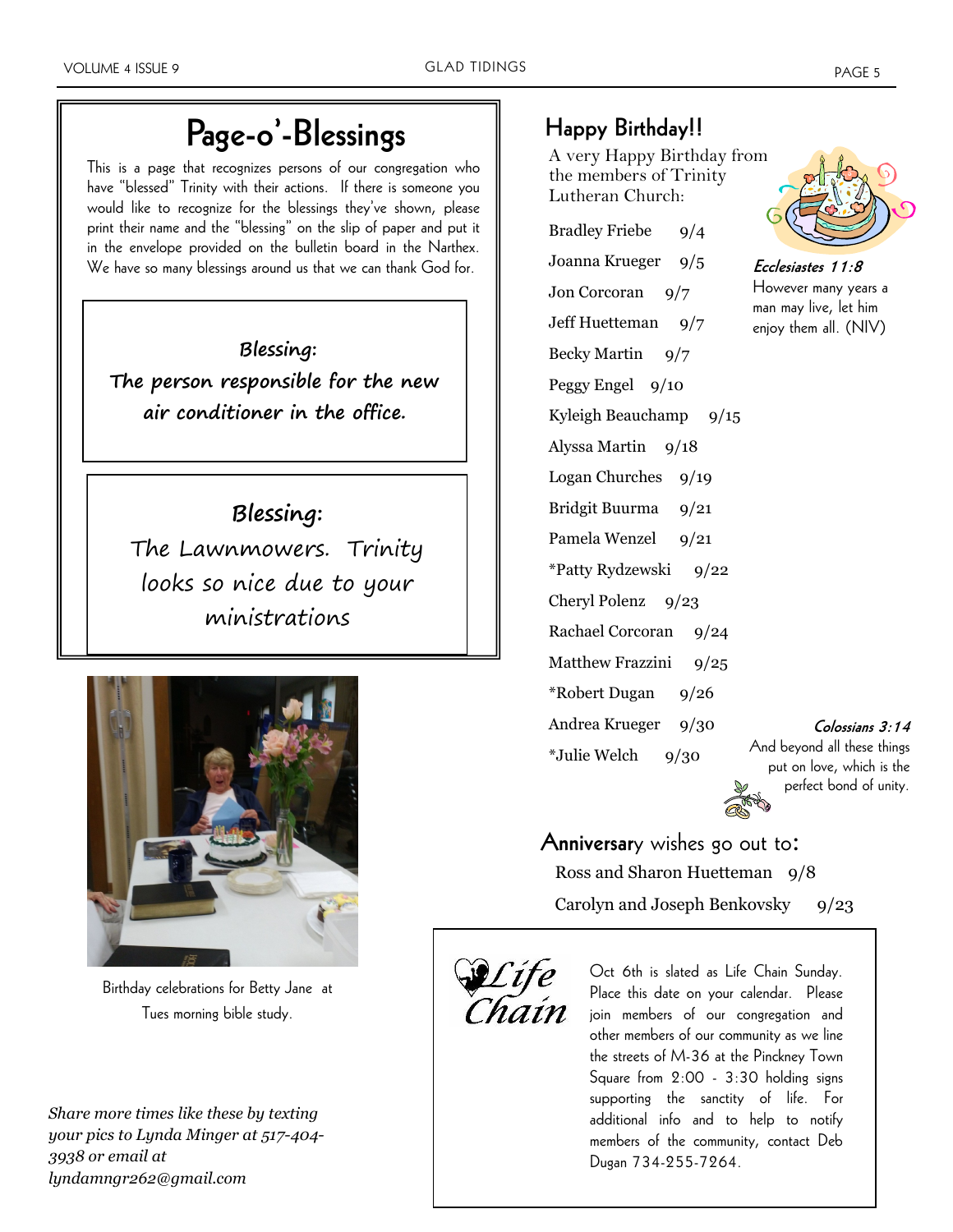# Page-o'-Blessings

This is a page that recognizes persons of our congregation who have "blessed" Trinity with their actions. If there is someone you would like to recognize for the blessings they've shown, please print their name and the "blessing" on the slip of paper and put it in the envelope provided on the bulletin board in the Narthex. We have so many blessings around us that we can thank God for.

**Blessing:**
**The person responsible for the new air conditioner in the office.**

**Blessing:**
The Lawnmowers. Trinity looks so nice due to your ministrations

Birthday celebrations for Betty Jane at Tues morning bible study.

*Share more times like these by texting your pics to Lynda Minger at 517-404-3938 or email at lyndamngr262@gmail.com*

## Happy Birthday!!

A very Happy Birthday from the members of Trinity Lutheran Church:

Bradley Friebe 9/4
Joanna Krueger 9/5
Jon Corcoran 9/7
Jeff Huetteman 9/7
Becky Martin 9/7
Peggy Engel 9/10
Kyleigh Beauchamp 9/15
Alyssa Martin 9/18
Logan Churches 9/19
Bridgit Buurma 9/21
Pamela Wenzel 9/21
*Patty Rydzewski 9/22
Cheryl Polenz 9/23
Rachael Corcoran 9/24
Matthew Frazzini 9/25
*Robert Dugan 9/26
Andrea Krueger 9/30
*Julie Welch 9/30

***Ecclesiastes 11:8***
However many years a man may live, let him enjoy them all. (NIV)

***Colossians 3:14***
And beyond all these things put on love, which is the perfect bond of unity.

## Anniversary wishes go out to:

Ross and Sharon Huetteman 9/8
Carolyn and Joseph Benkovsky 9/23

*Life Chain*

Oct 6th is slated as Life Chain Sunday. Place this date on your calendar. Please join members of our congregation and other members of our community as we line the streets of M-36 at the Pinckney Town Square from 2:00 - 3:30 holding signs supporting the sanctity of life. For additional info and to help to notify members of the community, contact Deb Dugan 734-255-7264.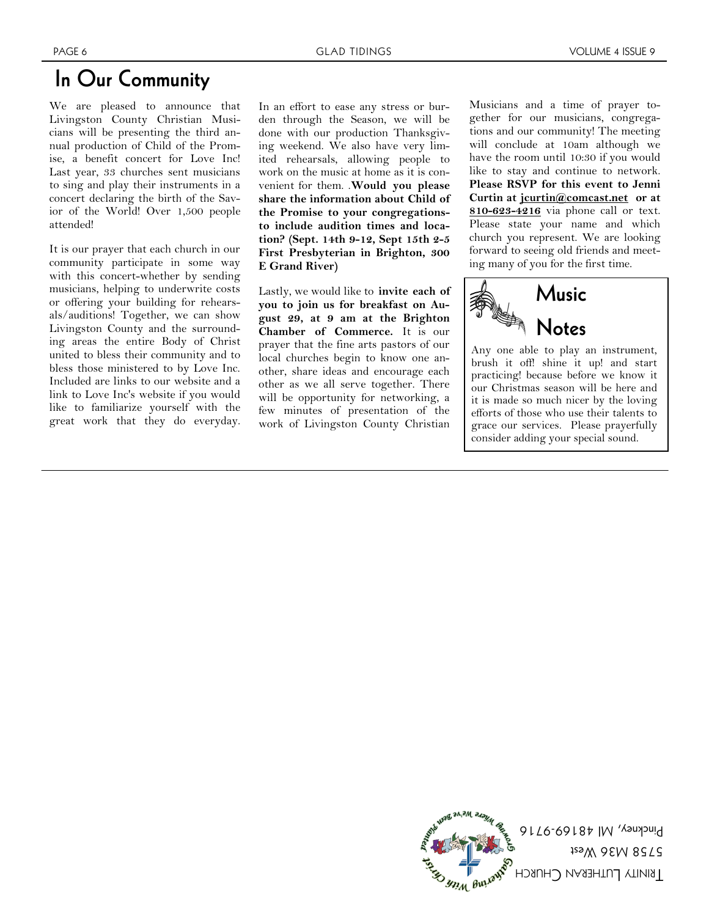# In Our Community

We are pleased to announce that Livingston County Christian Musicians will be presenting the third annual production of Child of the Promise, a benefit concert for Love Inc! Last year, 33 churches sent musicians to sing and play their instruments in a concert declaring the birth of the Savior of the World! Over 1,500 people attended!

It is our prayer that each church in our community participate in some way with this concert-whether by sending musicians, helping to underwrite costs or offering your building for rehearsals/auditions! Together, we can show Livingston County and the surrounding areas the entire Body of Christ united to bless their community and to bless those ministered to by Love Inc. Included are links to our website and a link to Love Inc's website if you would like to familiarize yourself with the great work that they do everyday.

In an effort to ease any stress or burden through the Season, we will be done with our production Thanksgiving weekend. We also have very limited rehearsals, allowing people to work on the music at home as it is convenient for them. .**Would you please share the information about Child of the Promise to your congregations-to include audition times and location? (Sept. 14th 9-12, Sept 15th 2-5 First Presbyterian in Brighton, 300 E Grand River)**

Lastly, we would like to **invite each of you to join us for breakfast on August 29, at 9 am at the Brighton Chamber of Commerce.** It is our prayer that the fine arts pastors of our local churches begin to know one another, share ideas and encourage each other as we all serve together. There will be opportunity for networking, a few minutes of presentation of the work of Livingston County Christian Musicians and a time of prayer together for our musicians, congregations and our community! The meeting will conclude at 10am although we have the room until 10:30 if you would like to stay and continue to network. **Please RSVP for this event to Jenni Curtin at jcurtin@comcast.net or at 810-623-4216** via phone call or text. Please state your name and which church you represent. We are looking forward to seeing old friends and meeting many of you for the first time.

## Music Notes

Any one able to play an instrument, brush it off! shine it up! and start practicing! because before we know it our Christmas season will be here and it is made so much nicer by the loving efforts of those who use their talents to grace our services. Please prayerfully consider adding your special sound.

Trinity Lutheran Church
5758 M36 West
Pinckney, MI 48169-9716

Growing Where We've Been Planted
Gathering With Christ